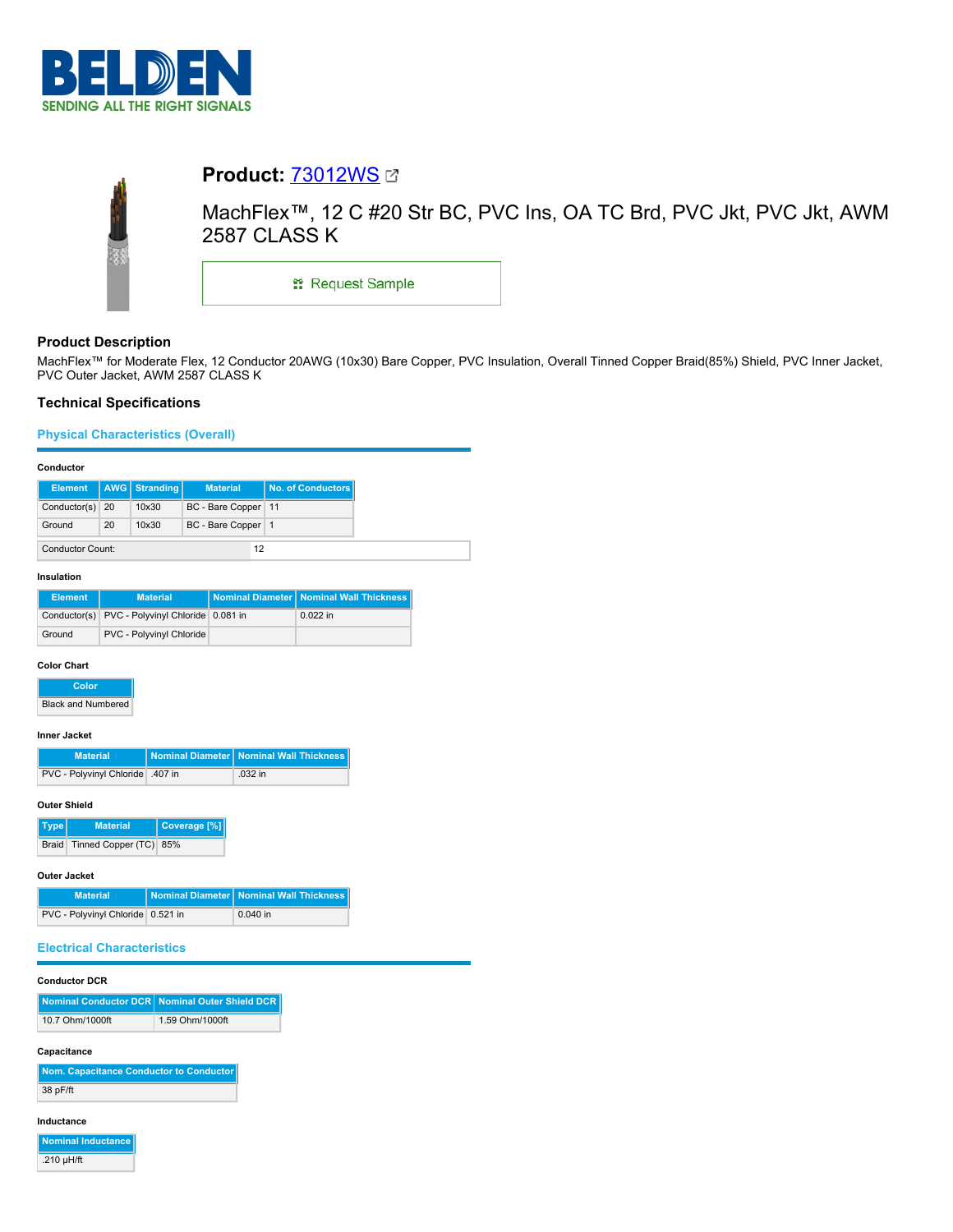BELDEN
SENDING ALL THE RIGHT SIGNALS

# Product: 73012WS

MachFlex™, 12 C #20 Str BC, PVC Ins, OA TC Brd, PVC Jkt, PVC Jkt, AWM 2587 CLASS K

Request Sample

## Product Description

MachFlex™ for Moderate Flex, 12 Conductor 20AWG (10x30) Bare Copper, PVC Insulation, Overall Tinned Copper Braid(85%) Shield, PVC Inner Jacket, PVC Outer Jacket, AWM 2587 CLASS K

## Technical Specifications

### Physical Characteristics (Overall)

#### Conductor

| Element | AWG | Stranding | Material | No. of Conductors |
|---|---|---|---|---|
| Conductor(s) | 20 | 10x30 | BC - Bare Copper | 11 |
| Ground | 20 | 10x30 | BC - Bare Copper | 1 |

| Conductor Count: | 12 |
|---|---|

#### Insulation

| Element | Material | Nominal Diameter | Nominal Wall Thickness |
|---|---|---|---|
| Conductor(s) | PVC - Polyvinyl Chloride | 0.081 in | 0.022 in |
| Ground | PVC - Polyvinyl Chloride | | |

#### Color Chart

| Color |
|---|
| Black and Numbered |

#### Inner Jacket

| Material | Nominal Diameter | Nominal Wall Thickness |
|---|---|---|
| PVC - Polyvinyl Chloride | .407 in | .032 in |

#### Outer Shield

| Type | Material | Coverage [%] |
|---|---|---|
| Braid | Tinned Copper (TC) | 85% |

#### Outer Jacket

| Material | Nominal Diameter | Nominal Wall Thickness |
|---|---|---|
| PVC - Polyvinyl Chloride | 0.521 in | 0.040 in |

### Electrical Characteristics

#### Conductor DCR

| Nominal Conductor DCR | Nominal Outer Shield DCR |
|---|---|
| 10.7 Ohm/1000ft | 1.59 Ohm/1000ft |

#### Capacitance

| Nom. Capacitance Conductor to Conductor |
|---|
| 38 pF/ft |

#### Inductance

| Nominal Inductance |
|---|
| .210 µH/ft |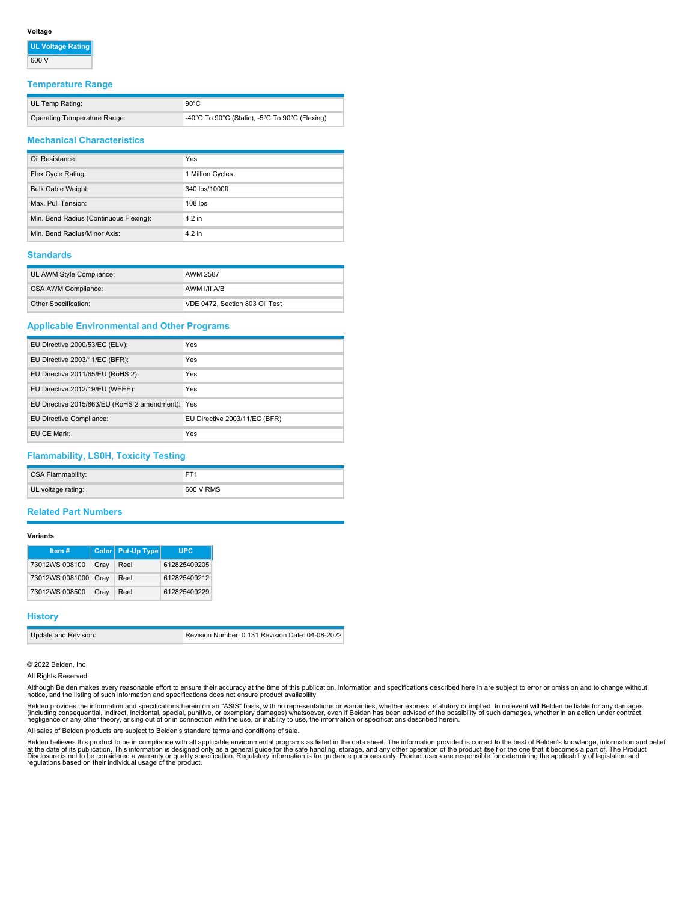**Voltage**

| UL Voltage Rating |
| --- |
| 600 V |

## Temperature Range

| | |
| --- | --- |
| UL Temp Rating: | 90°C |
| Operating Temperature Range: | -40°C To 90°C (Static), -5°C To 90°C (Flexing) |

## Mechanical Characteristics

| | |
| --- | --- |
| Oil Resistance: | Yes |
| Flex Cycle Rating: | 1 Million Cycles |
| Bulk Cable Weight: | 340 lbs/1000ft |
| Max. Pull Tension: | 108 lbs |
| Min. Bend Radius (Continuous Flexing): | 4.2 in |
| Min. Bend Radius/Minor Axis: | 4.2 in |

## Standards

| | |
| --- | --- |
| UL AWM Style Compliance: | AWM 2587 |
| CSA AWM Compliance: | AWM I/II A/B |
| Other Specification: | VDE 0472, Section 803 Oil Test |

## Applicable Environmental and Other Programs

| | |
| --- | --- |
| EU Directive 2000/53/EC (ELV): | Yes |
| EU Directive 2003/11/EC (BFR): | Yes |
| EU Directive 2011/65/EU (RoHS 2): | Yes |
| EU Directive 2012/19/EU (WEEE): | Yes |
| EU Directive 2015/863/EU (RoHS 2 amendment): | Yes |
| EU Directive Compliance: | EU Directive 2003/11/EC (BFR) |
| EU CE Mark: | Yes |

## Flammability, LS0H, Toxicity Testing

| | |
| --- | --- |
| CSA Flammability: | FT1 |
| UL voltage rating: | 600 V RMS |

## Related Part Numbers

**Variants**

| Item # | Color | Put-Up Type | UPC |
| --- | --- | --- | --- |
| 73012WS 008100 | Gray | Reel | 612825409205 |
| 73012WS 0081000 | Gray | Reel | 612825409212 |
| 73012WS 008500 | Gray | Reel | 612825409229 |

## History

| | |
| --- | --- |
| Update and Revision: | Revision Number: 0.131 Revision Date: 04-08-2022 |

© 2022 Belden, Inc

All Rights Reserved.

Although Belden makes every reasonable effort to ensure their accuracy at the time of this publication, information and specifications described here in are subject to error or omission and to change without notice, and the listing of such information and specifications does not ensure product availability.

Belden provides the information and specifications herein on an "ASIS" basis, with no representations or warranties, whether express, statutory or implied. In no event will Belden be liable for any damages (including consequential, indirect, incidental, special, punitive, or exemplary damages) whatsoever, even if Belden has been advised of the possibility of such damages, whether in an action under contract, negligence or any other theory, arising out of or in connection with the use, or inability to use, the information or specifications described herein.

All sales of Belden products are subject to Belden's standard terms and conditions of sale.

Belden believes this product to be in compliance with all applicable environmental programs as listed in the data sheet. The information provided is correct to the best of Belden's knowledge, information and belief at the date of its publication. This information is designed only as a general guide for the safe handling, storage, and any other operation of the product itself or the one that it becomes a part of. The Product Disclosure is not to be considered a warranty or quality specification. Regulatory information is for guidance purposes only. Product users are responsible for determining the applicability of legislation and regulations based on their individual usage of the product.